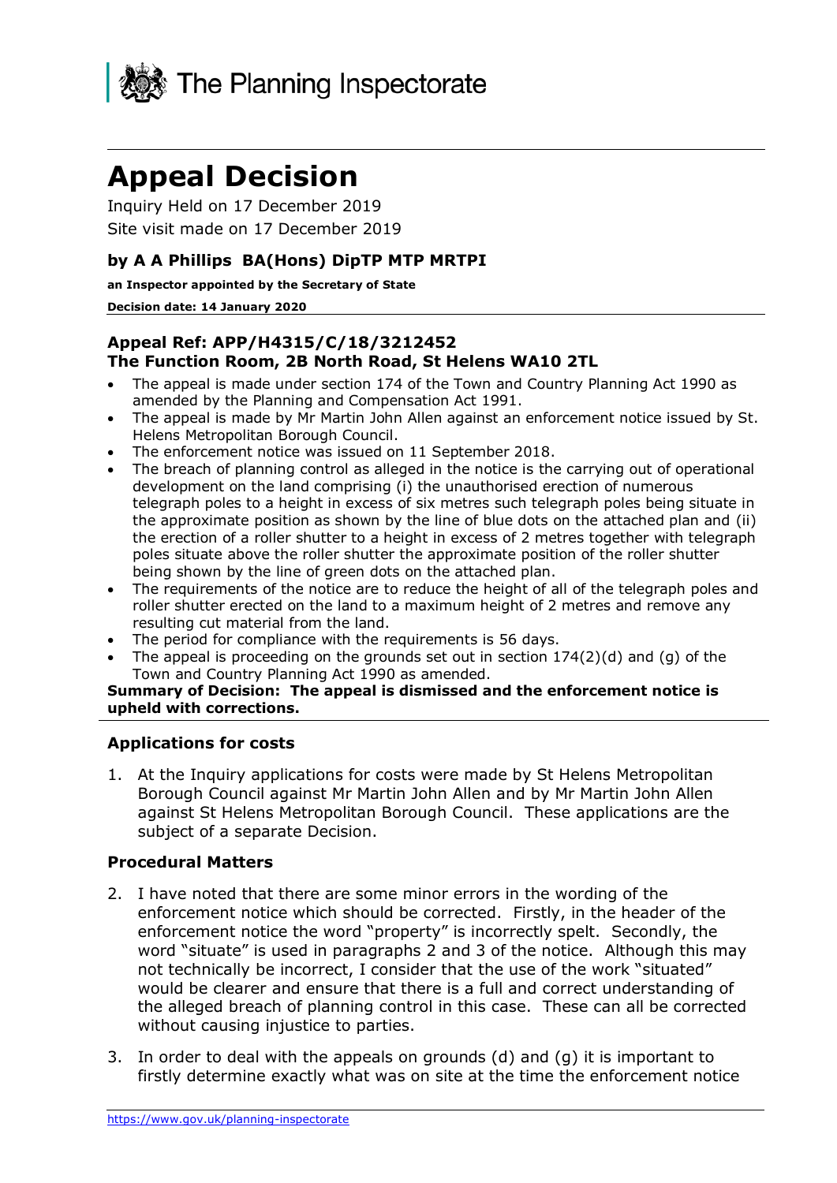The Planning Inspectorate

# Appeal Decision

Inquiry Held on 17 December 2019

Site visit made on 17 December 2019

### by A A Phillips BA(Hons) DipTP MTP MRTPI

**an Inspector appointed by the Secretary of State**

**Decision date: 14 January 2020**

### Appeal Ref: APP/H4315/C/18/3212452
### The Function Room, 2B North Road, St Helens WA10 2TL

- The appeal is made under section 174 of the Town and Country Planning Act 1990 as amended by the Planning and Compensation Act 1991.
- The appeal is made by Mr Martin John Allen against an enforcement notice issued by St. Helens Metropolitan Borough Council.
- The enforcement notice was issued on 11 September 2018.
- The breach of planning control as alleged in the notice is the carrying out of operational development on the land comprising (i) the unauthorised erection of numerous telegraph poles to a height in excess of six metres such telegraph poles being situate in the approximate position as shown by the line of blue dots on the attached plan and (ii) the erection of a roller shutter to a height in excess of 2 metres together with telegraph poles situate above the roller shutter the approximate position of the roller shutter being shown by the line of green dots on the attached plan.
- The requirements of the notice are to reduce the height of all of the telegraph poles and roller shutter erected on the land to a maximum height of 2 metres and remove any resulting cut material from the land.
- The period for compliance with the requirements is 56 days.
- The appeal is proceeding on the grounds set out in section 174(2)(d) and (g) of the Town and Country Planning Act 1990 as amended.

**Summary of Decision: The appeal is dismissed and the enforcement notice is upheld with corrections.**

### Applications for costs

1. At the Inquiry applications for costs were made by St Helens Metropolitan Borough Council against Mr Martin John Allen and by Mr Martin John Allen against St Helens Metropolitan Borough Council. These applications are the subject of a separate Decision.

### Procedural Matters

2. I have noted that there are some minor errors in the wording of the enforcement notice which should be corrected. Firstly, in the header of the enforcement notice the word "property" is incorrectly spelt. Secondly, the word "situate" is used in paragraphs 2 and 3 of the notice. Although this may not technically be incorrect, I consider that the use of the work "situated" would be clearer and ensure that there is a full and correct understanding of the alleged breach of planning control in this case. These can all be corrected without causing injustice to parties.

3. In order to deal with the appeals on grounds (d) and (g) it is important to firstly determine exactly what was on site at the time the enforcement notice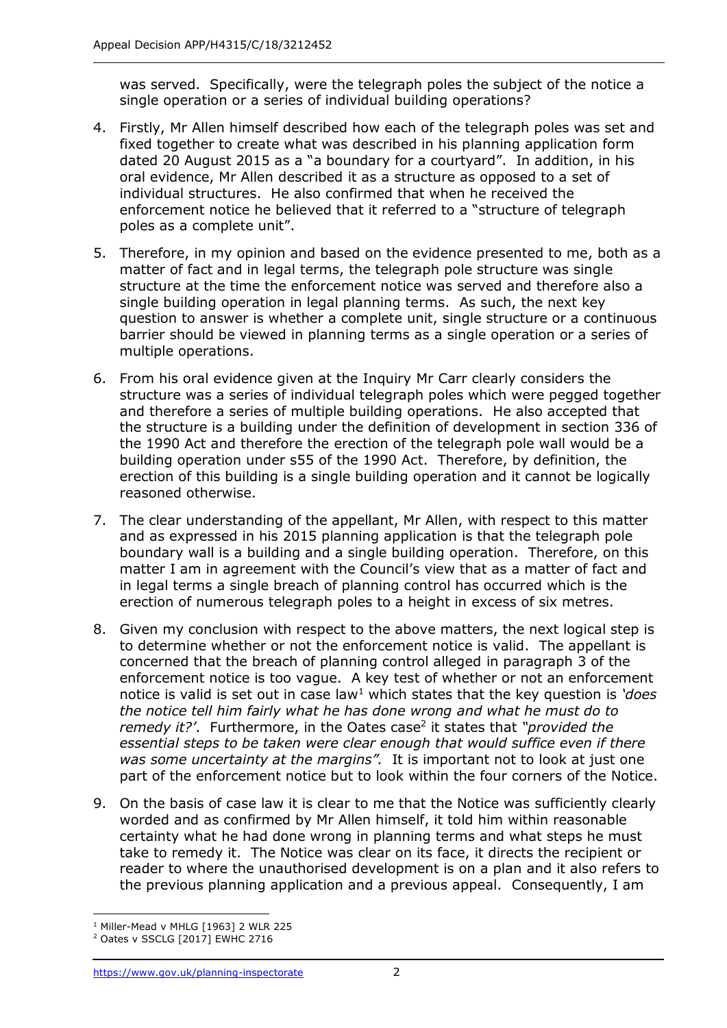was served. Specifically, were the telegraph poles the subject of the notice a single operation or a series of individual building operations?

4. Firstly, Mr Allen himself described how each of the telegraph poles was set and fixed together to create what was described in his planning application form dated 20 August 2015 as a "a boundary for a courtyard". In addition, in his oral evidence, Mr Allen described it as a structure as opposed to a set of individual structures. He also confirmed that when he received the enforcement notice he believed that it referred to a "structure of telegraph poles as a complete unit".

5. Therefore, in my opinion and based on the evidence presented to me, both as a matter of fact and in legal terms, the telegraph pole structure was single structure at the time the enforcement notice was served and therefore also a single building operation in legal planning terms. As such, the next key question to answer is whether a complete unit, single structure or a continuous barrier should be viewed in planning terms as a single operation or a series of multiple operations.

6. From his oral evidence given at the Inquiry Mr Carr clearly considers the structure was a series of individual telegraph poles which were pegged together and therefore a series of multiple building operations. He also accepted that the structure is a building under the definition of development in section 336 of the 1990 Act and therefore the erection of the telegraph pole wall would be a building operation under s55 of the 1990 Act. Therefore, by definition, the erection of this building is a single building operation and it cannot be logically reasoned otherwise.

7. The clear understanding of the appellant, Mr Allen, with respect to this matter and as expressed in his 2015 planning application is that the telegraph pole boundary wall is a building and a single building operation. Therefore, on this matter I am in agreement with the Council's view that as a matter of fact and in legal terms a single breach of planning control has occurred which is the erection of numerous telegraph poles to a height in excess of six metres.

8. Given my conclusion with respect to the above matters, the next logical step is to determine whether or not the enforcement notice is valid. The appellant is concerned that the breach of planning control alleged in paragraph 3 of the enforcement notice is too vague. A key test of whether or not an enforcement notice is valid is set out in case law[1] which states that the key question is *'does the notice tell him fairly what he has done wrong and what he must do to remedy it?'*. Furthermore, in the Oates case[2] it states that *"provided the essential steps to be taken were clear enough that would suffice even if there was some uncertainty at the margins".* It is important not to look at just one part of the enforcement notice but to look within the four corners of the Notice.

9. On the basis of case law it is clear to me that the Notice was sufficiently clearly worded and as confirmed by Mr Allen himself, it told him within reasonable certainty what he had done wrong in planning terms and what steps he must take to remedy it. The Notice was clear on its face, it directs the recipient or reader to where the unauthorised development is on a plan and it also refers to the previous planning application and a previous appeal. Consequently, I am

---

[1] Miller-Mead v MHLG [1963] 2 WLR 225

[2] Oates v SSCLG [2017] EWHC 2716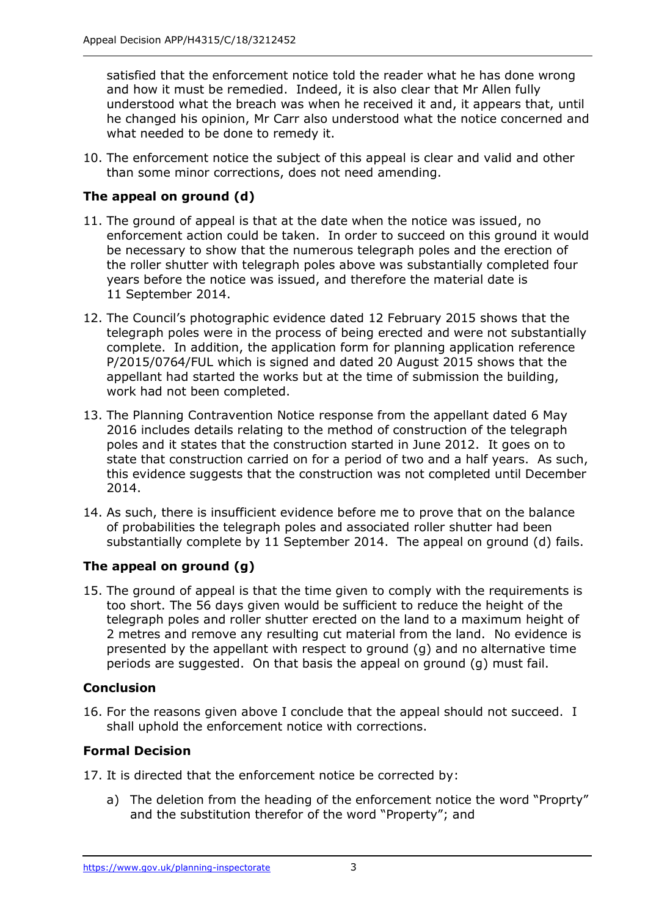satisfied that the enforcement notice told the reader what he has done wrong and how it must be remedied. Indeed, it is also clear that Mr Allen fully understood what the breach was when he received it and, it appears that, until he changed his opinion, Mr Carr also understood what the notice concerned and what needed to be done to remedy it.

10. The enforcement notice the subject of this appeal is clear and valid and other than some minor corrections, does not need amending.

### The appeal on ground (d)

11. The ground of appeal is that at the date when the notice was issued, no enforcement action could be taken. In order to succeed on this ground it would be necessary to show that the numerous telegraph poles and the erection of the roller shutter with telegraph poles above was substantially completed four years before the notice was issued, and therefore the material date is 11 September 2014.

12. The Council's photographic evidence dated 12 February 2015 shows that the telegraph poles were in the process of being erected and were not substantially complete. In addition, the application form for planning application reference P/2015/0764/FUL which is signed and dated 20 August 2015 shows that the appellant had started the works but at the time of submission the building, work had not been completed.

13. The Planning Contravention Notice response from the appellant dated 6 May 2016 includes details relating to the method of construction of the telegraph poles and it states that the construction started in June 2012. It goes on to state that construction carried on for a period of two and a half years. As such, this evidence suggests that the construction was not completed until December 2014.

14. As such, there is insufficient evidence before me to prove that on the balance of probabilities the telegraph poles and associated roller shutter had been substantially complete by 11 September 2014. The appeal on ground (d) fails.

### The appeal on ground (g)

15. The ground of appeal is that the time given to comply with the requirements is too short. The 56 days given would be sufficient to reduce the height of the telegraph poles and roller shutter erected on the land to a maximum height of 2 metres and remove any resulting cut material from the land. No evidence is presented by the appellant with respect to ground (g) and no alternative time periods are suggested. On that basis the appeal on ground (g) must fail.

### Conclusion

16. For the reasons given above I conclude that the appeal should not succeed. I shall uphold the enforcement notice with corrections.

### Formal Decision

17. It is directed that the enforcement notice be corrected by:

    a) The deletion from the heading of the enforcement notice the word "Proprty" and the substitution therefor of the word "Property"; and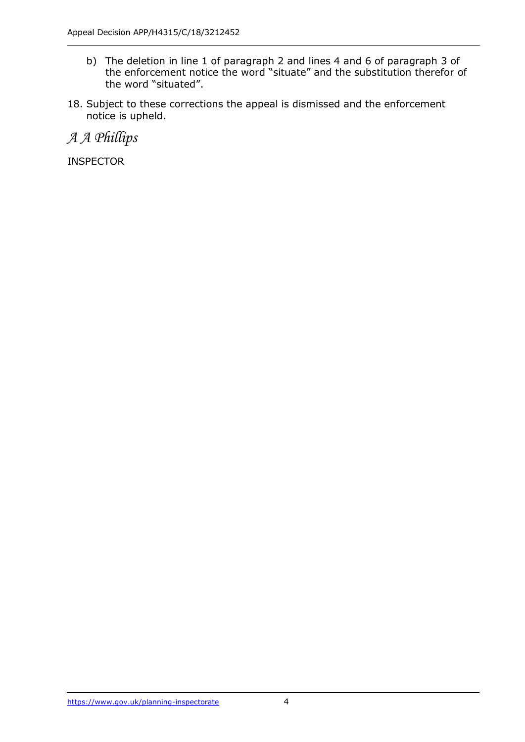b) The deletion in line 1 of paragraph 2 and lines 4 and 6 of paragraph 3 of the enforcement notice the word "situate" and the substitution therefor of the word "situated".

18. Subject to these corrections the appeal is dismissed and the enforcement notice is upheld.

*A A Phillips*

INSPECTOR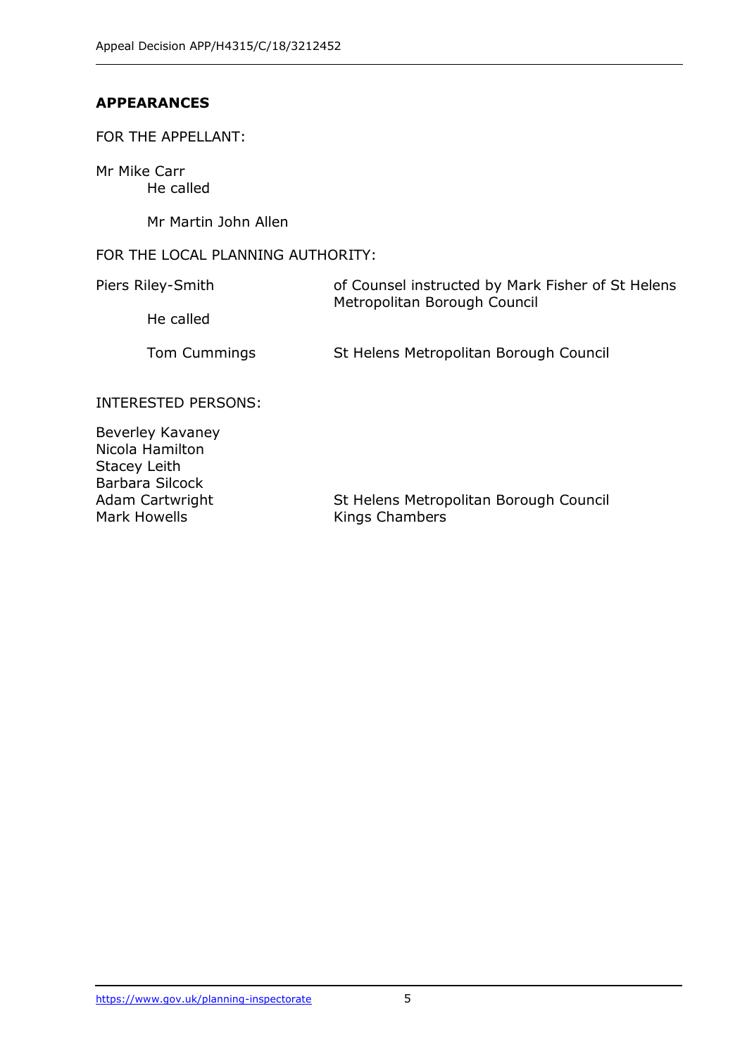## APPEARANCES

FOR THE APPELLANT:

Mr Mike Carr
He called

Mr Martin John Allen

FOR THE LOCAL PLANNING AUTHORITY:

| | |
|---|---|
| Piers Riley-Smith | of Counsel instructed by Mark Fisher of St Helens Metropolitan Borough Council |
| He called | |
| Tom Cummings | St Helens Metropolitan Borough Council |

INTERESTED PERSONS:

| | |
|---|---|
| Beverley Kavaney | |
| Nicola Hamilton | |
| Stacey Leith | |
| Barbara Silcock | |
| Adam Cartwright | St Helens Metropolitan Borough Council |
| Mark Howells | Kings Chambers |